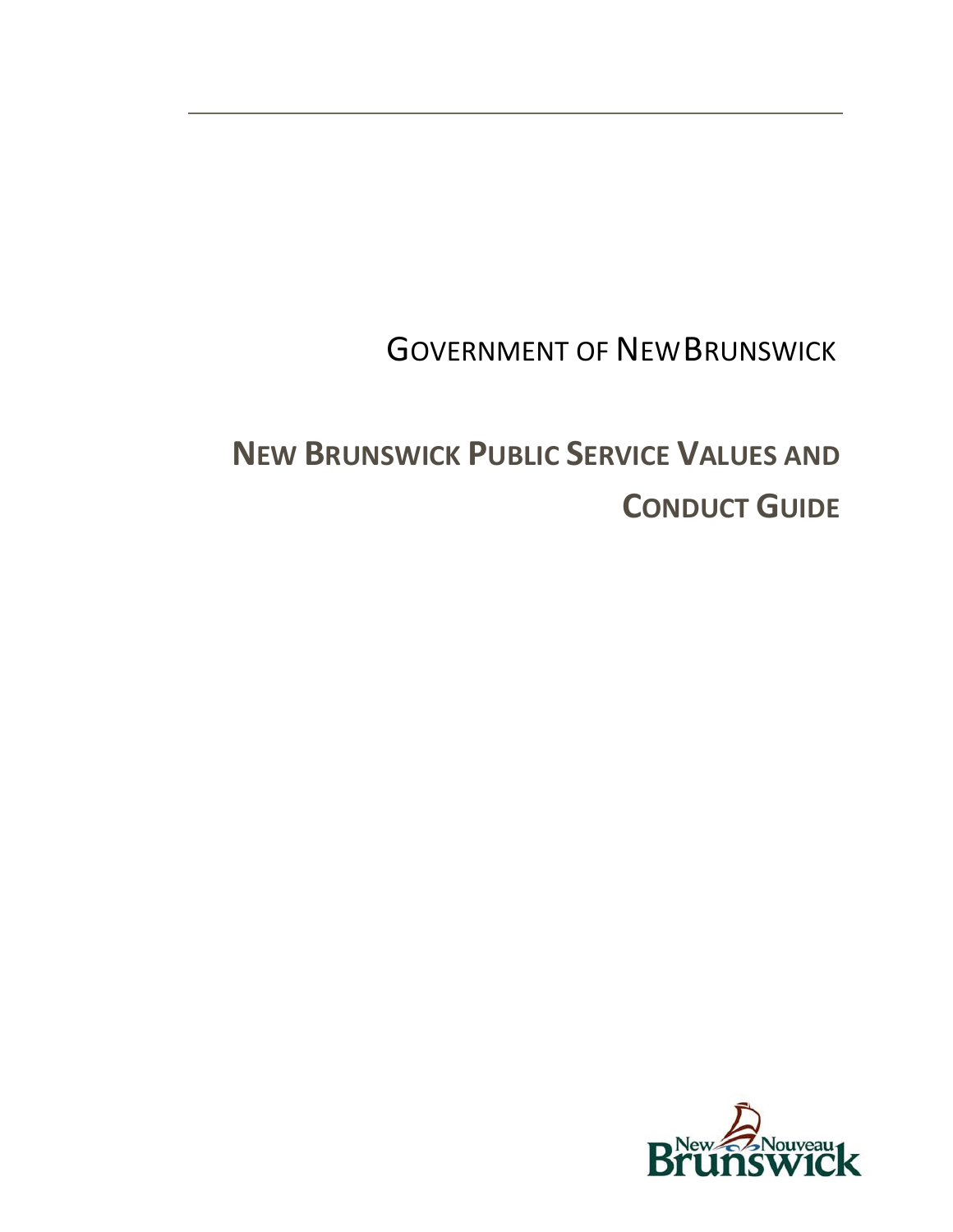GOVERNMENT OF NEW BRUNSWICK

# NEW BRUNSWICK PUBLIC SERVICE VALUES AND CONDUCT GUIDE

New Nouveau Brunswick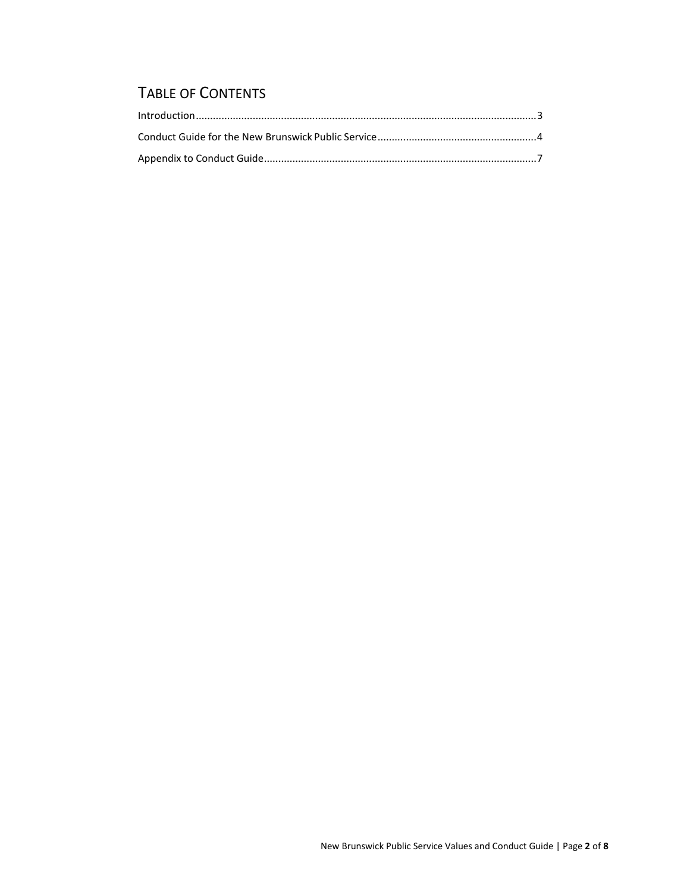# TABLE OF CONTENTS

Introduction.......................................................................................................................3

Conduct Guide for the New Brunswick Public Service........................................................4

Appendix to Conduct Guide...............................................................................................7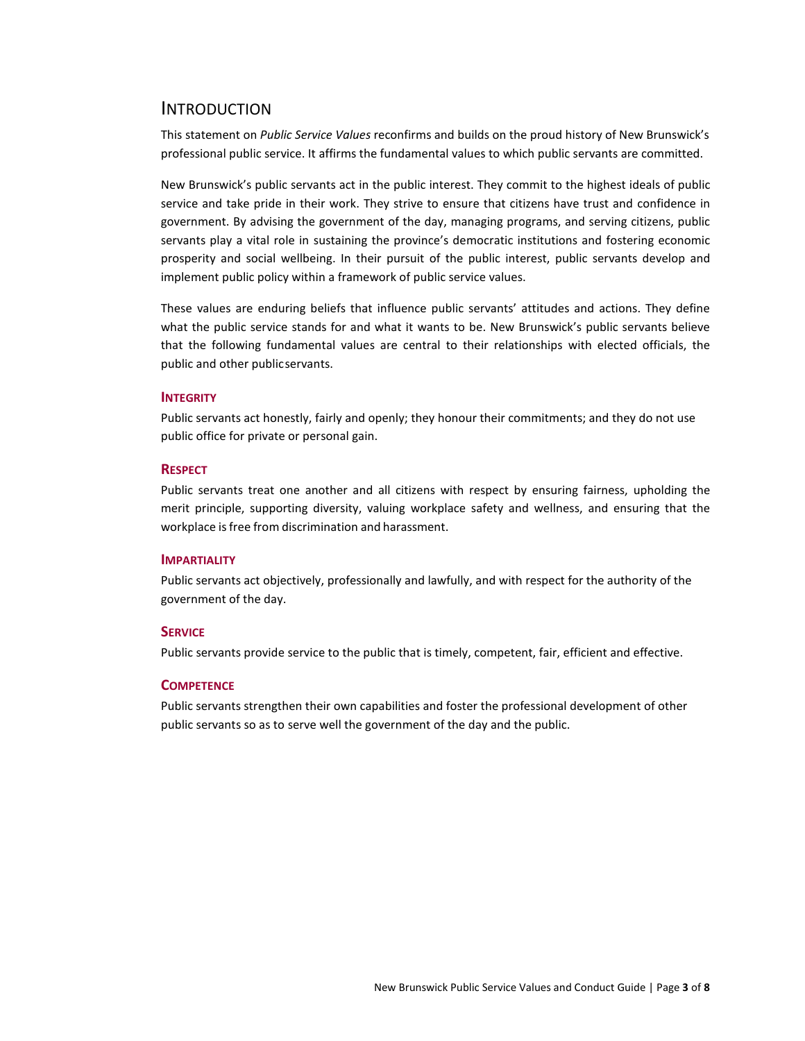## Introduction

This statement on *Public Service Values* reconfirms and builds on the proud history of New Brunswick's professional public service. It affirms the fundamental values to which public servants are committed.

New Brunswick's public servants act in the public interest. They commit to the highest ideals of public service and take pride in their work. They strive to ensure that citizens have trust and confidence in government. By advising the government of the day, managing programs, and serving citizens, public servants play a vital role in sustaining the province's democratic institutions and fostering economic prosperity and social wellbeing. In their pursuit of the public interest, public servants develop and implement public policy within a framework of public service values.

These values are enduring beliefs that influence public servants' attitudes and actions. They define what the public service stands for and what it wants to be. New Brunswick's public servants believe that the following fundamental values are central to their relationships with elected officials, the public and other public servants.

### Integrity

Public servants act honestly, fairly and openly; they honour their commitments; and they do not use public office for private or personal gain.

### Respect

Public servants treat one another and all citizens with respect by ensuring fairness, upholding the merit principle, supporting diversity, valuing workplace safety and wellness, and ensuring that the workplace is free from discrimination and harassment.

### Impartiality

Public servants act objectively, professionally and lawfully, and with respect for the authority of the government of the day.

### Service

Public servants provide service to the public that is timely, competent, fair, efficient and effective.

### Competence

Public servants strengthen their own capabilities and foster the professional development of other public servants so as to serve well the government of the day and the public.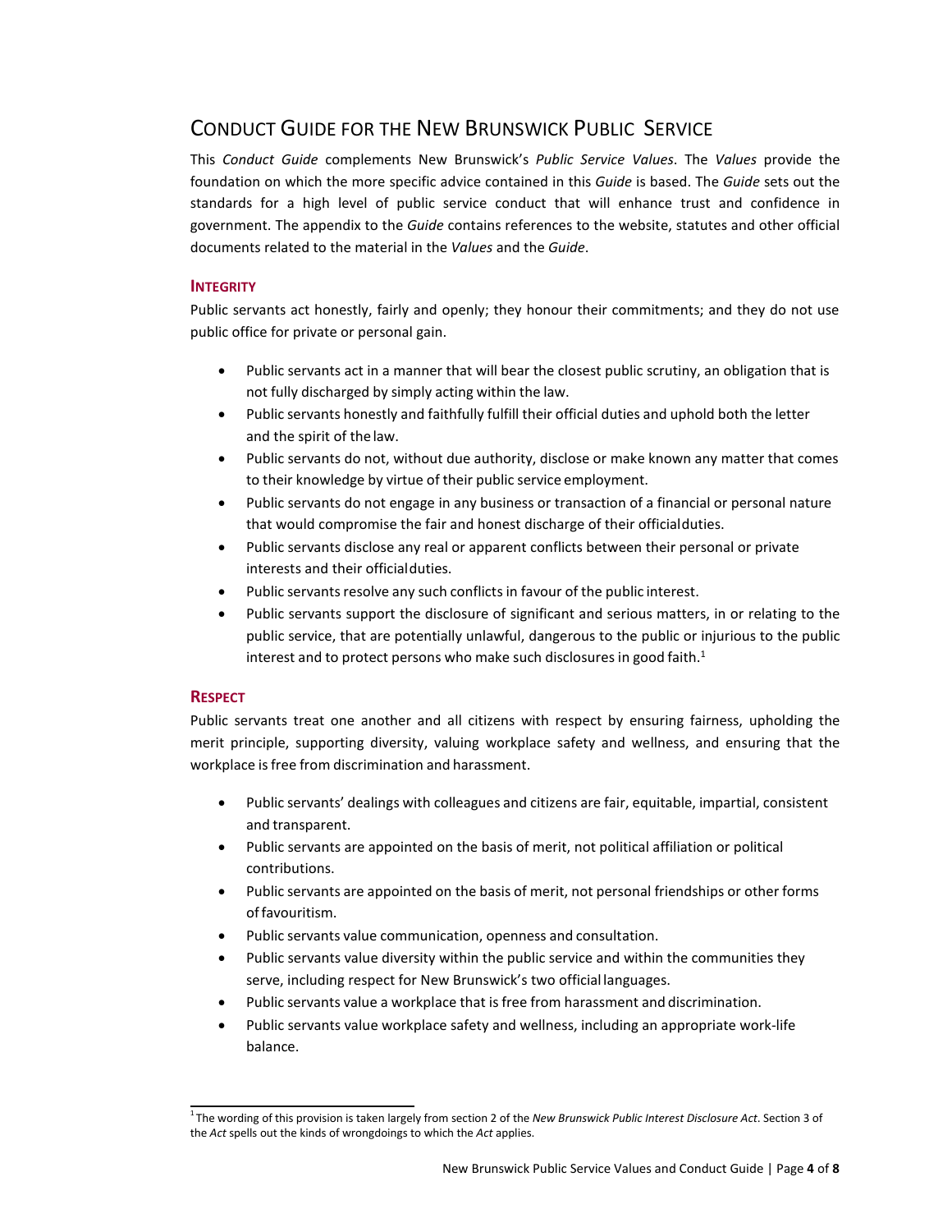# Conduct Guide for the New Brunswick Public Service

This *Conduct Guide* complements New Brunswick's *Public Service Values*. The *Values* provide the foundation on which the more specific advice contained in this *Guide* is based. The *Guide* sets out the standards for a high level of public service conduct that will enhance trust and confidence in government. The appendix to the *Guide* contains references to the website, statutes and other official documents related to the material in the *Values* and the *Guide*.

## Integrity

Public servants act honestly, fairly and openly; they honour their commitments; and they do not use public office for private or personal gain.

- Public servants act in a manner that will bear the closest public scrutiny, an obligation that is not fully discharged by simply acting within the law.
- Public servants honestly and faithfully fulfill their official duties and uphold both the letter and the spirit of the law.
- Public servants do not, without due authority, disclose or make known any matter that comes to their knowledge by virtue of their public service employment.
- Public servants do not engage in any business or transaction of a financial or personal nature that would compromise the fair and honest discharge of their official duties.
- Public servants disclose any real or apparent conflicts between their personal or private interests and their official duties.
- Public servants resolve any such conflicts in favour of the public interest.
- Public servants support the disclosure of significant and serious matters, in or relating to the public service, that are potentially unlawful, dangerous to the public or injurious to the public interest and to protect persons who make such disclosures in good faith.[1]

## Respect

Public servants treat one another and all citizens with respect by ensuring fairness, upholding the merit principle, supporting diversity, valuing workplace safety and wellness, and ensuring that the workplace is free from discrimination and harassment.

- Public servants' dealings with colleagues and citizens are fair, equitable, impartial, consistent and transparent.
- Public servants are appointed on the basis of merit, not political affiliation or political contributions.
- Public servants are appointed on the basis of merit, not personal friendships or other forms of favouritism.
- Public servants value communication, openness and consultation.
- Public servants value diversity within the public service and within the communities they serve, including respect for New Brunswick's two official languages.
- Public servants value a workplace that is free from harassment and discrimination.
- Public servants value workplace safety and wellness, including an appropriate work-life balance.

[1] The wording of this provision is taken largely from section 2 of the *New Brunswick Public Interest Disclosure Act*. Section 3 of the *Act* spells out the kinds of wrongdoings to which the *Act* applies.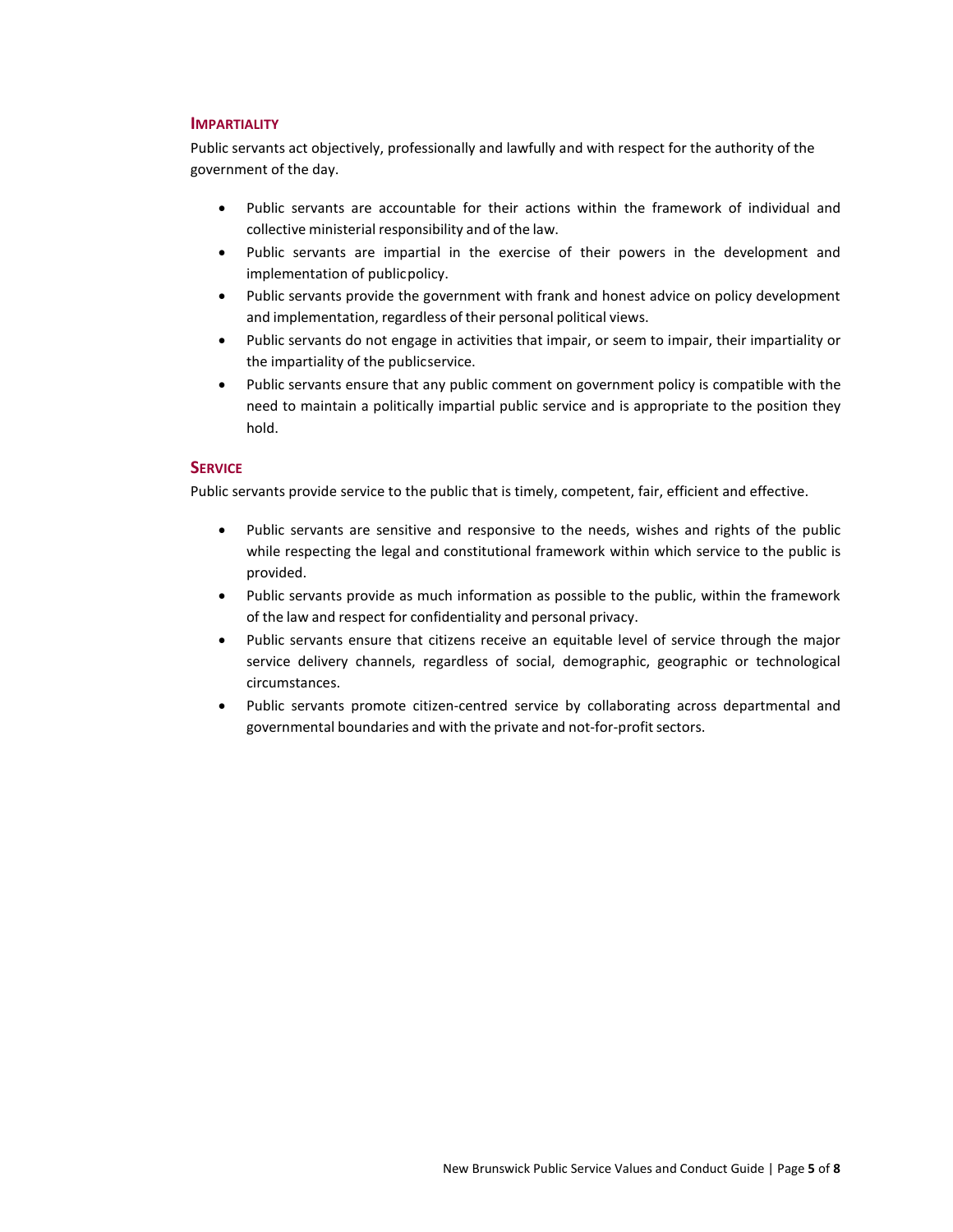## IMPARTIALITY

Public servants act objectively, professionally and lawfully and with respect for the authority of the government of the day.

- Public servants are accountable for their actions within the framework of individual and collective ministerial responsibility and of the law.
- Public servants are impartial in the exercise of their powers in the development and implementation of public policy.
- Public servants provide the government with frank and honest advice on policy development and implementation, regardless of their personal political views.
- Public servants do not engage in activities that impair, or seem to impair, their impartiality or the impartiality of the public service.
- Public servants ensure that any public comment on government policy is compatible with the need to maintain a politically impartial public service and is appropriate to the position they hold.

## SERVICE

Public servants provide service to the public that is timely, competent, fair, efficient and effective.

- Public servants are sensitive and responsive to the needs, wishes and rights of the public while respecting the legal and constitutional framework within which service to the public is provided.
- Public servants provide as much information as possible to the public, within the framework of the law and respect for confidentiality and personal privacy.
- Public servants ensure that citizens receive an equitable level of service through the major service delivery channels, regardless of social, demographic, geographic or technological circumstances.
- Public servants promote citizen-centred service by collaborating across departmental and governmental boundaries and with the private and not-for-profit sectors.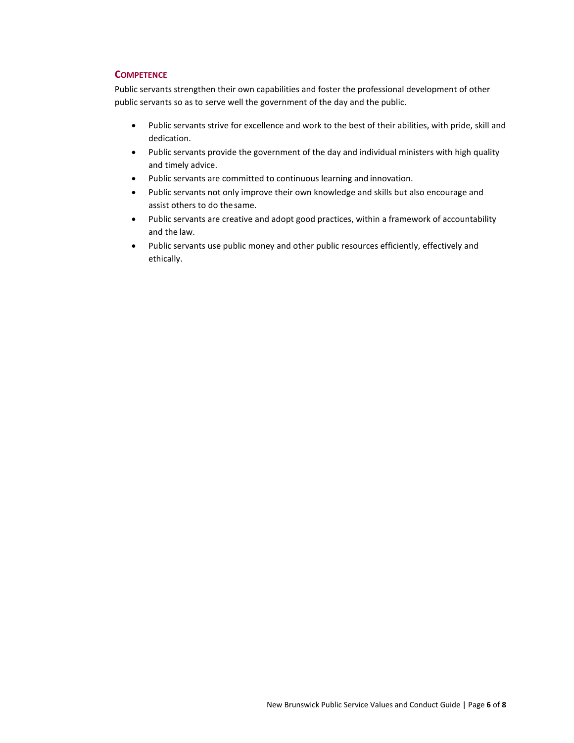### Competence

Public servants strengthen their own capabilities and foster the professional development of other public servants so as to serve well the government of the day and the public.

- Public servants strive for excellence and work to the best of their abilities, with pride, skill and dedication.
- Public servants provide the government of the day and individual ministers with high quality and timely advice.
- Public servants are committed to continuous learning and innovation.
- Public servants not only improve their own knowledge and skills but also encourage and assist others to do the same.
- Public servants are creative and adopt good practices, within a framework of accountability and the law.
- Public servants use public money and other public resources efficiently, effectively and ethically.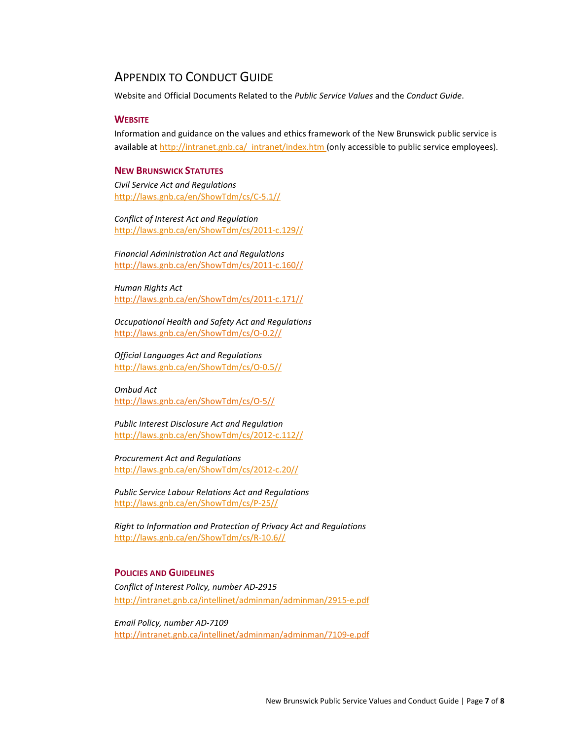## APPENDIX TO CONDUCT GUIDE

Website and Official Documents Related to the *Public Service Values* and the *Conduct Guide*.

### WEBSITE

Information and guidance on the values and ethics framework of the New Brunswick public service is available at http://intranet.gnb.ca/_intranet/index.htm (only accessible to public service employees).

### NEW BRUNSWICK STATUTES

*Civil Service Act and Regulations*
http://laws.gnb.ca/en/ShowTdm/cs/C-5.1//

*Conflict of Interest Act and Regulation*
http://laws.gnb.ca/en/ShowTdm/cs/2011-c.129//

*Financial Administration Act and Regulations*
http://laws.gnb.ca/en/ShowTdm/cs/2011-c.160//

*Human Rights Act*
http://laws.gnb.ca/en/ShowTdm/cs/2011-c.171//

*Occupational Health and Safety Act and Regulations*
http://laws.gnb.ca/en/ShowTdm/cs/O-0.2//

*Official Languages Act and Regulations*
http://laws.gnb.ca/en/ShowTdm/cs/O-0.5//

*Ombud Act*
http://laws.gnb.ca/en/ShowTdm/cs/O-5//

*Public Interest Disclosure Act and Regulation*
http://laws.gnb.ca/en/ShowTdm/cs/2012-c.112//

*Procurement Act and Regulations*
http://laws.gnb.ca/en/ShowTdm/cs/2012-c.20//

*Public Service Labour Relations Act and Regulations*
http://laws.gnb.ca/en/ShowTdm/cs/P-25//

*Right to Information and Protection of Privacy Act and Regulations*
http://laws.gnb.ca/en/ShowTdm/cs/R-10.6//

### POLICIES AND GUIDELINES

*Conflict of Interest Policy, number AD-2915*
http://intranet.gnb.ca/intellinet/adminman/adminman/2915-e.pdf

*Email Policy, number AD-7109*
http://intranet.gnb.ca/intellinet/adminman/adminman/7109-e.pdf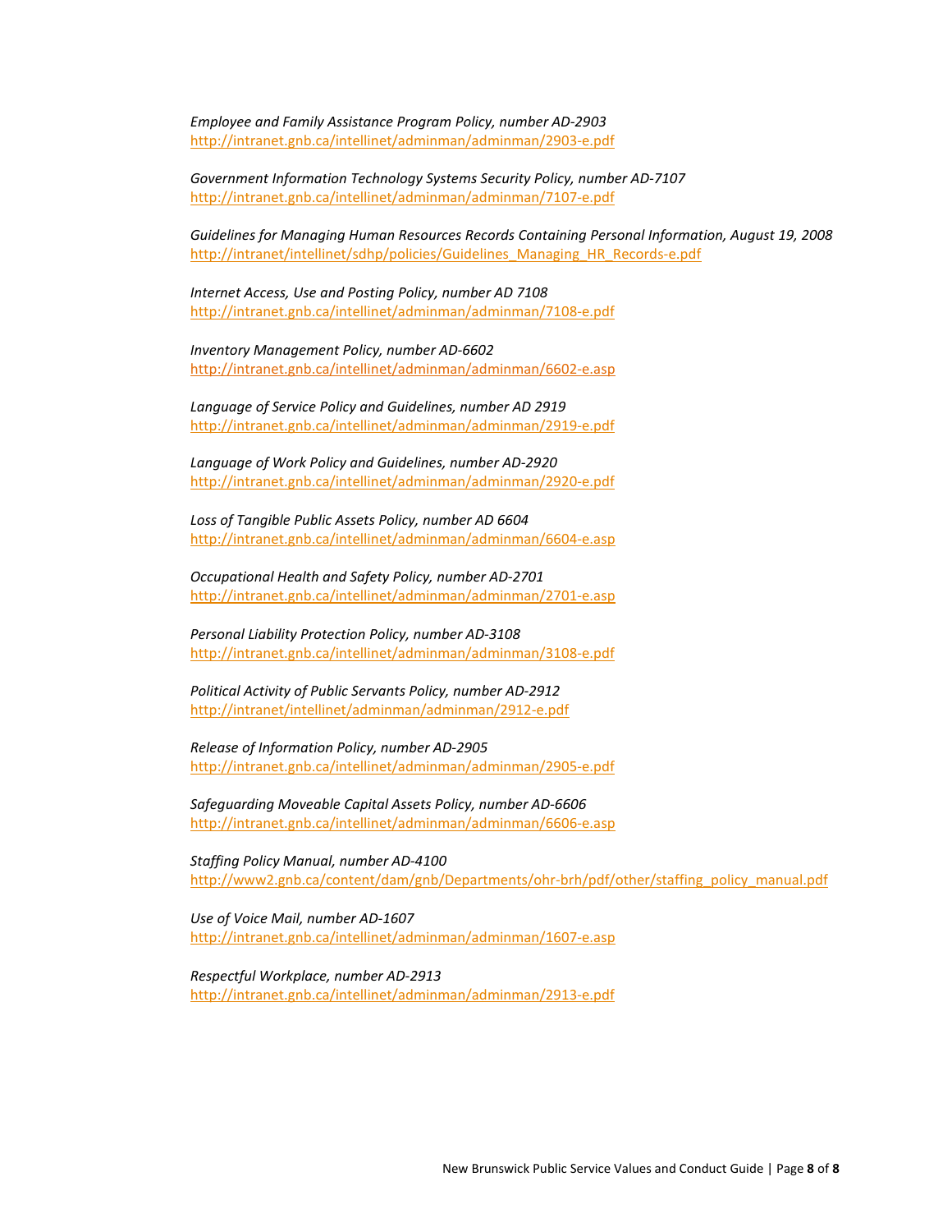*Employee and Family Assistance Program Policy, number AD-2903*
http://intranet.gnb.ca/intellinet/adminman/adminman/2903-e.pdf

*Government Information Technology Systems Security Policy, number AD-7107*
http://intranet.gnb.ca/intellinet/adminman/adminman/7107-e.pdf

*Guidelines for Managing Human Resources Records Containing Personal Information, August 19, 2008*
http://intranet/intellinet/sdhp/policies/Guidelines_Managing_HR_Records-e.pdf

*Internet Access, Use and Posting Policy, number AD 7108*
http://intranet.gnb.ca/intellinet/adminman/adminman/7108-e.pdf

*Inventory Management Policy, number AD-6602*
http://intranet.gnb.ca/intellinet/adminman/adminman/6602-e.asp

*Language of Service Policy and Guidelines, number AD 2919*
http://intranet.gnb.ca/intellinet/adminman/adminman/2919-e.pdf

*Language of Work Policy and Guidelines, number AD-2920*
http://intranet.gnb.ca/intellinet/adminman/adminman/2920-e.pdf

*Loss of Tangible Public Assets Policy, number AD 6604*
http://intranet.gnb.ca/intellinet/adminman/adminman/6604-e.asp

*Occupational Health and Safety Policy, number AD-2701*
http://intranet.gnb.ca/intellinet/adminman/adminman/2701-e.asp

*Personal Liability Protection Policy, number AD-3108*
http://intranet.gnb.ca/intellinet/adminman/adminman/3108-e.pdf

*Political Activity of Public Servants Policy, number AD-2912*
http://intranet/intellinet/adminman/adminman/2912-e.pdf

*Release of Information Policy, number AD-2905*
http://intranet.gnb.ca/intellinet/adminman/adminman/2905-e.pdf

*Safeguarding Moveable Capital Assets Policy, number AD-6606*
http://intranet.gnb.ca/intellinet/adminman/adminman/6606-e.asp

*Staffing Policy Manual, number AD-4100*
http://www2.gnb.ca/content/dam/gnb/Departments/ohr-brh/pdf/other/staffing_policy_manual.pdf

*Use of Voice Mail, number AD-1607*
http://intranet.gnb.ca/intellinet/adminman/adminman/1607-e.asp

*Respectful Workplace, number AD-2913*
http://intranet.gnb.ca/intellinet/adminman/adminman/2913-e.pdf